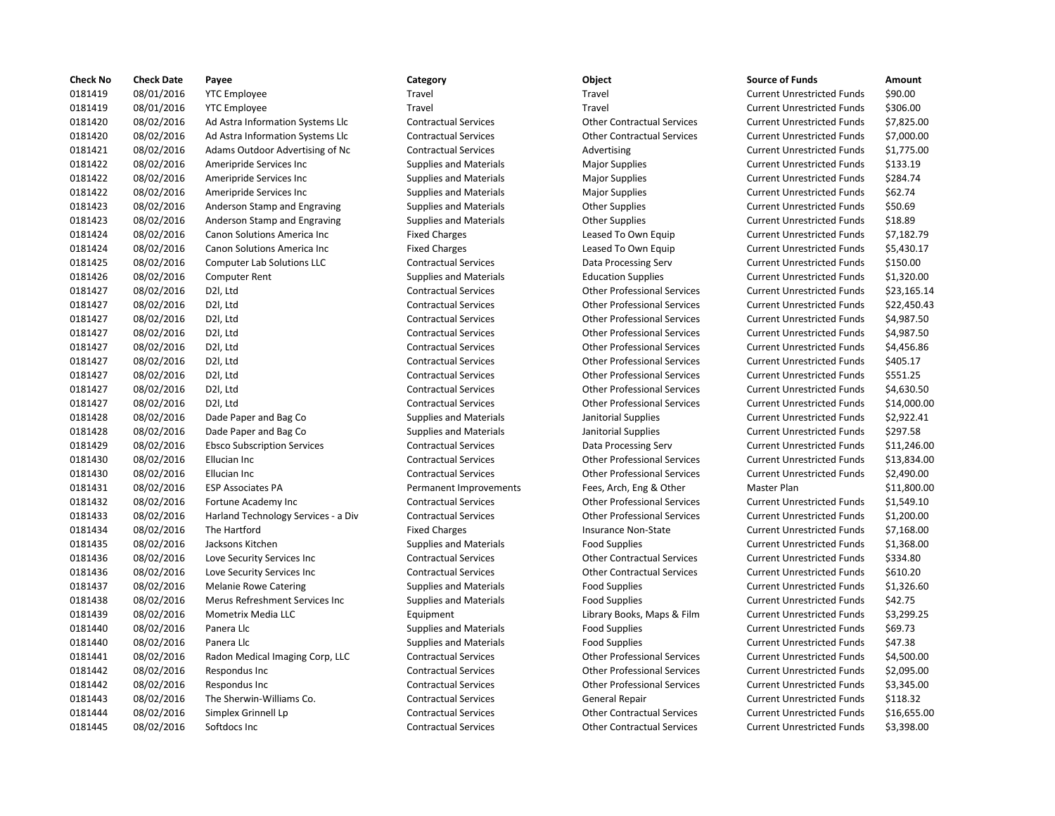| Check No | Check Date | Payee | Category | Object | Source of Funds | Amount |
|---|---|---|---|---|---|---|
| 0181419 | 08/01/2016 | YTC Employee | Travel | Travel | Current Unrestricted Funds | $90.00 |
| 0181419 | 08/01/2016 | YTC Employee | Travel | Travel | Current Unrestricted Funds | $306.00 |
| 0181420 | 08/02/2016 | Ad Astra Information Systems Llc | Contractual Services | Other Contractual Services | Current Unrestricted Funds | $7,825.00 |
| 0181420 | 08/02/2016 | Ad Astra Information Systems Llc | Contractual Services | Other Contractual Services | Current Unrestricted Funds | $7,000.00 |
| 0181421 | 08/02/2016 | Adams Outdoor Advertising of Nc | Contractual Services | Advertising | Current Unrestricted Funds | $1,775.00 |
| 0181422 | 08/02/2016 | Ameripride Services Inc | Supplies and Materials | Major Supplies | Current Unrestricted Funds | $133.19 |
| 0181422 | 08/02/2016 | Ameripride Services Inc | Supplies and Materials | Major Supplies | Current Unrestricted Funds | $284.74 |
| 0181422 | 08/02/2016 | Ameripride Services Inc | Supplies and Materials | Major Supplies | Current Unrestricted Funds | $62.74 |
| 0181423 | 08/02/2016 | Anderson Stamp and Engraving | Supplies and Materials | Other Supplies | Current Unrestricted Funds | $50.69 |
| 0181423 | 08/02/2016 | Anderson Stamp and Engraving | Supplies and Materials | Other Supplies | Current Unrestricted Funds | $18.89 |
| 0181424 | 08/02/2016 | Canon Solutions America Inc | Fixed Charges | Leased To Own Equip | Current Unrestricted Funds | $7,182.79 |
| 0181424 | 08/02/2016 | Canon Solutions America Inc | Fixed Charges | Leased To Own Equip | Current Unrestricted Funds | $5,430.17 |
| 0181425 | 08/02/2016 | Computer Lab Solutions LLC | Contractual Services | Data Processing Serv | Current Unrestricted Funds | $150.00 |
| 0181426 | 08/02/2016 | Computer Rent | Supplies and Materials | Education Supplies | Current Unrestricted Funds | $1,320.00 |
| 0181427 | 08/02/2016 | D2l, Ltd | Contractual Services | Other Professional Services | Current Unrestricted Funds | $23,165.14 |
| 0181427 | 08/02/2016 | D2l, Ltd | Contractual Services | Other Professional Services | Current Unrestricted Funds | $22,450.43 |
| 0181427 | 08/02/2016 | D2l, Ltd | Contractual Services | Other Professional Services | Current Unrestricted Funds | $4,987.50 |
| 0181427 | 08/02/2016 | D2l, Ltd | Contractual Services | Other Professional Services | Current Unrestricted Funds | $4,987.50 |
| 0181427 | 08/02/2016 | D2l, Ltd | Contractual Services | Other Professional Services | Current Unrestricted Funds | $4,456.86 |
| 0181427 | 08/02/2016 | D2l, Ltd | Contractual Services | Other Professional Services | Current Unrestricted Funds | $405.17 |
| 0181427 | 08/02/2016 | D2l, Ltd | Contractual Services | Other Professional Services | Current Unrestricted Funds | $551.25 |
| 0181427 | 08/02/2016 | D2l, Ltd | Contractual Services | Other Professional Services | Current Unrestricted Funds | $4,630.50 |
| 0181427 | 08/02/2016 | D2l, Ltd | Contractual Services | Other Professional Services | Current Unrestricted Funds | $14,000.00 |
| 0181428 | 08/02/2016 | Dade Paper and Bag Co | Supplies and Materials | Janitorial Supplies | Current Unrestricted Funds | $2,922.41 |
| 0181428 | 08/02/2016 | Dade Paper and Bag Co | Supplies and Materials | Janitorial Supplies | Current Unrestricted Funds | $297.58 |
| 0181429 | 08/02/2016 | Ebsco Subscription Services | Contractual Services | Data Processing Serv | Current Unrestricted Funds | $11,246.00 |
| 0181430 | 08/02/2016 | Ellucian Inc | Contractual Services | Other Professional Services | Current Unrestricted Funds | $13,834.00 |
| 0181430 | 08/02/2016 | Ellucian Inc | Contractual Services | Other Professional Services | Current Unrestricted Funds | $2,490.00 |
| 0181431 | 08/02/2016 | ESP Associates PA | Permanent Improvements | Fees, Arch, Eng & Other | Master Plan | $11,800.00 |
| 0181432 | 08/02/2016 | Fortune Academy Inc | Contractual Services | Other Professional Services | Current Unrestricted Funds | $1,549.10 |
| 0181433 | 08/02/2016 | Harland Technology Services - a Div | Contractual Services | Other Professional Services | Current Unrestricted Funds | $1,200.00 |
| 0181434 | 08/02/2016 | The Hartford | Fixed Charges | Insurance Non-State | Current Unrestricted Funds | $7,168.00 |
| 0181435 | 08/02/2016 | Jacksons Kitchen | Supplies and Materials | Food Supplies | Current Unrestricted Funds | $1,368.00 |
| 0181436 | 08/02/2016 | Love Security Services Inc | Contractual Services | Other Contractual Services | Current Unrestricted Funds | $334.80 |
| 0181436 | 08/02/2016 | Love Security Services Inc | Contractual Services | Other Contractual Services | Current Unrestricted Funds | $610.20 |
| 0181437 | 08/02/2016 | Melanie Rowe Catering | Supplies and Materials | Food Supplies | Current Unrestricted Funds | $1,326.60 |
| 0181438 | 08/02/2016 | Merus Refreshment Services Inc | Supplies and Materials | Food Supplies | Current Unrestricted Funds | $42.75 |
| 0181439 | 08/02/2016 | Mometrix Media LLC | Equipment | Library Books, Maps & Film | Current Unrestricted Funds | $3,299.25 |
| 0181440 | 08/02/2016 | Panera Llc | Supplies and Materials | Food Supplies | Current Unrestricted Funds | $69.73 |
| 0181440 | 08/02/2016 | Panera Llc | Supplies and Materials | Food Supplies | Current Unrestricted Funds | $47.38 |
| 0181441 | 08/02/2016 | Radon Medical Imaging Corp, LLC | Contractual Services | Other Professional Services | Current Unrestricted Funds | $4,500.00 |
| 0181442 | 08/02/2016 | Respondus Inc | Contractual Services | Other Professional Services | Current Unrestricted Funds | $2,095.00 |
| 0181442 | 08/02/2016 | Respondus Inc | Contractual Services | Other Professional Services | Current Unrestricted Funds | $3,345.00 |
| 0181443 | 08/02/2016 | The Sherwin-Williams Co. | Contractual Services | General Repair | Current Unrestricted Funds | $118.32 |
| 0181444 | 08/02/2016 | Simplex Grinnell Lp | Contractual Services | Other Contractual Services | Current Unrestricted Funds | $16,655.00 |
| 0181445 | 08/02/2016 | Softdocs Inc | Contractual Services | Other Contractual Services | Current Unrestricted Funds | $3,398.00 |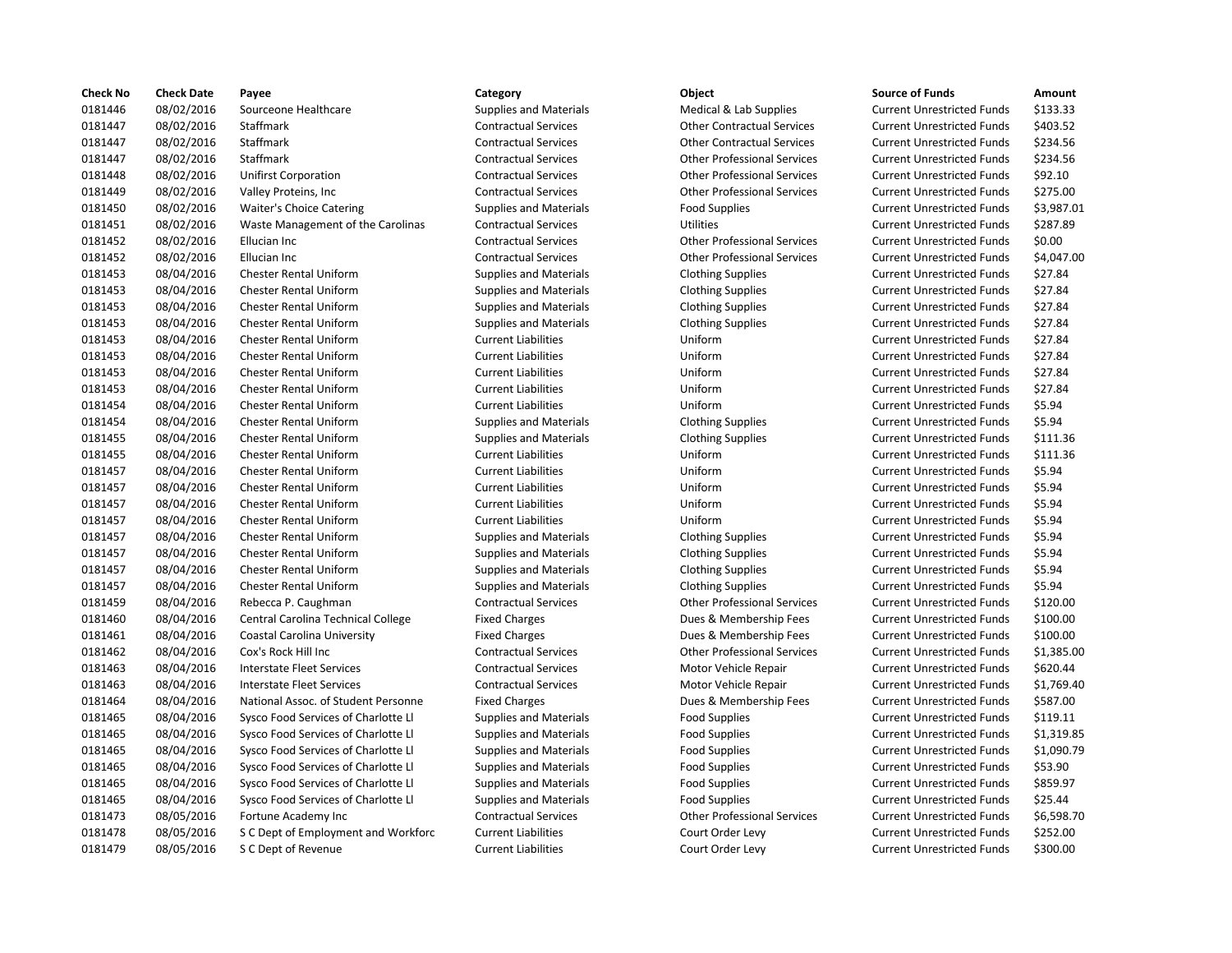| Check No | Check Date | Payee | Category | Object | Source of Funds | Amount |
|---|---|---|---|---|---|---|
| 0181446 | 08/02/2016 | Sourceone Healthcare | Supplies and Materials | Medical & Lab Supplies | Current Unrestricted Funds | $133.33 |
| 0181447 | 08/02/2016 | Staffmark | Contractual Services | Other Contractual Services | Current Unrestricted Funds | $403.52 |
| 0181447 | 08/02/2016 | Staffmark | Contractual Services | Other Contractual Services | Current Unrestricted Funds | $234.56 |
| 0181447 | 08/02/2016 | Staffmark | Contractual Services | Other Professional Services | Current Unrestricted Funds | $234.56 |
| 0181448 | 08/02/2016 | Unifirst Corporation | Contractual Services | Other Professional Services | Current Unrestricted Funds | $92.10 |
| 0181449 | 08/02/2016 | Valley Proteins, Inc | Contractual Services | Other Professional Services | Current Unrestricted Funds | $275.00 |
| 0181450 | 08/02/2016 | Waiter's Choice Catering | Supplies and Materials | Food Supplies | Current Unrestricted Funds | $3,987.01 |
| 0181451 | 08/02/2016 | Waste Management of the Carolinas | Contractual Services | Utilities | Current Unrestricted Funds | $287.89 |
| 0181452 | 08/02/2016 | Ellucian Inc | Contractual Services | Other Professional Services | Current Unrestricted Funds | $0.00 |
| 0181452 | 08/02/2016 | Ellucian Inc | Contractual Services | Other Professional Services | Current Unrestricted Funds | $4,047.00 |
| 0181453 | 08/04/2016 | Chester Rental Uniform | Supplies and Materials | Clothing Supplies | Current Unrestricted Funds | $27.84 |
| 0181453 | 08/04/2016 | Chester Rental Uniform | Supplies and Materials | Clothing Supplies | Current Unrestricted Funds | $27.84 |
| 0181453 | 08/04/2016 | Chester Rental Uniform | Supplies and Materials | Clothing Supplies | Current Unrestricted Funds | $27.84 |
| 0181453 | 08/04/2016 | Chester Rental Uniform | Supplies and Materials | Clothing Supplies | Current Unrestricted Funds | $27.84 |
| 0181453 | 08/04/2016 | Chester Rental Uniform | Current Liabilities | Uniform | Current Unrestricted Funds | $27.84 |
| 0181453 | 08/04/2016 | Chester Rental Uniform | Current Liabilities | Uniform | Current Unrestricted Funds | $27.84 |
| 0181453 | 08/04/2016 | Chester Rental Uniform | Current Liabilities | Uniform | Current Unrestricted Funds | $27.84 |
| 0181453 | 08/04/2016 | Chester Rental Uniform | Current Liabilities | Uniform | Current Unrestricted Funds | $27.84 |
| 0181454 | 08/04/2016 | Chester Rental Uniform | Current Liabilities | Uniform | Current Unrestricted Funds | $5.94 |
| 0181454 | 08/04/2016 | Chester Rental Uniform | Supplies and Materials | Clothing Supplies | Current Unrestricted Funds | $5.94 |
| 0181455 | 08/04/2016 | Chester Rental Uniform | Supplies and Materials | Clothing Supplies | Current Unrestricted Funds | $111.36 |
| 0181455 | 08/04/2016 | Chester Rental Uniform | Current Liabilities | Uniform | Current Unrestricted Funds | $111.36 |
| 0181457 | 08/04/2016 | Chester Rental Uniform | Current Liabilities | Uniform | Current Unrestricted Funds | $5.94 |
| 0181457 | 08/04/2016 | Chester Rental Uniform | Current Liabilities | Uniform | Current Unrestricted Funds | $5.94 |
| 0181457 | 08/04/2016 | Chester Rental Uniform | Current Liabilities | Uniform | Current Unrestricted Funds | $5.94 |
| 0181457 | 08/04/2016 | Chester Rental Uniform | Current Liabilities | Uniform | Current Unrestricted Funds | $5.94 |
| 0181457 | 08/04/2016 | Chester Rental Uniform | Supplies and Materials | Clothing Supplies | Current Unrestricted Funds | $5.94 |
| 0181457 | 08/04/2016 | Chester Rental Uniform | Supplies and Materials | Clothing Supplies | Current Unrestricted Funds | $5.94 |
| 0181457 | 08/04/2016 | Chester Rental Uniform | Supplies and Materials | Clothing Supplies | Current Unrestricted Funds | $5.94 |
| 0181457 | 08/04/2016 | Chester Rental Uniform | Supplies and Materials | Clothing Supplies | Current Unrestricted Funds | $5.94 |
| 0181459 | 08/04/2016 | Rebecca P. Caughman | Contractual Services | Other Professional Services | Current Unrestricted Funds | $120.00 |
| 0181460 | 08/04/2016 | Central Carolina Technical College | Fixed Charges | Dues & Membership Fees | Current Unrestricted Funds | $100.00 |
| 0181461 | 08/04/2016 | Coastal Carolina University | Fixed Charges | Dues & Membership Fees | Current Unrestricted Funds | $100.00 |
| 0181462 | 08/04/2016 | Cox's Rock Hill Inc | Contractual Services | Other Professional Services | Current Unrestricted Funds | $1,385.00 |
| 0181463 | 08/04/2016 | Interstate Fleet Services | Contractual Services | Motor Vehicle Repair | Current Unrestricted Funds | $620.44 |
| 0181463 | 08/04/2016 | Interstate Fleet Services | Contractual Services | Motor Vehicle Repair | Current Unrestricted Funds | $1,769.40 |
| 0181464 | 08/04/2016 | National Assoc. of Student Personne | Fixed Charges | Dues & Membership Fees | Current Unrestricted Funds | $587.00 |
| 0181465 | 08/04/2016 | Sysco Food Services of Charlotte Ll | Supplies and Materials | Food Supplies | Current Unrestricted Funds | $119.11 |
| 0181465 | 08/04/2016 | Sysco Food Services of Charlotte Ll | Supplies and Materials | Food Supplies | Current Unrestricted Funds | $1,319.85 |
| 0181465 | 08/04/2016 | Sysco Food Services of Charlotte Ll | Supplies and Materials | Food Supplies | Current Unrestricted Funds | $1,090.79 |
| 0181465 | 08/04/2016 | Sysco Food Services of Charlotte Ll | Supplies and Materials | Food Supplies | Current Unrestricted Funds | $53.90 |
| 0181465 | 08/04/2016 | Sysco Food Services of Charlotte Ll | Supplies and Materials | Food Supplies | Current Unrestricted Funds | $859.97 |
| 0181465 | 08/04/2016 | Sysco Food Services of Charlotte Ll | Supplies and Materials | Food Supplies | Current Unrestricted Funds | $25.44 |
| 0181473 | 08/05/2016 | Fortune Academy Inc | Contractual Services | Other Professional Services | Current Unrestricted Funds | $6,598.70 |
| 0181478 | 08/05/2016 | S C Dept of Employment and Workforc | Current Liabilities | Court Order Levy | Current Unrestricted Funds | $252.00 |
| 0181479 | 08/05/2016 | S C Dept of Revenue | Current Liabilities | Court Order Levy | Current Unrestricted Funds | $300.00 |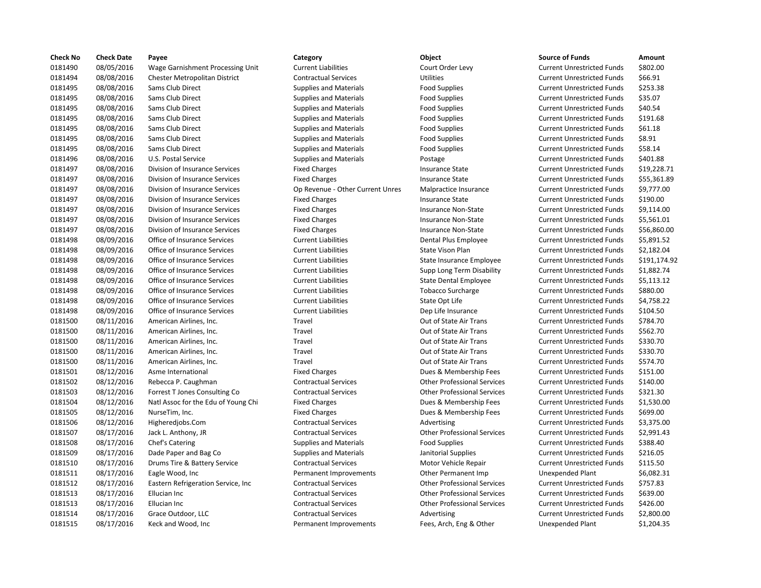| Check No | Check Date | Payee | Category | Object | Source of Funds | Amount |
|---|---|---|---|---|---|---|
| 0181490 | 08/05/2016 | Wage Garnishment Processing Unit | Current Liabilities | Court Order Levy | Current Unrestricted Funds | $802.00 |
| 0181494 | 08/08/2016 | Chester Metropolitan District | Contractual Services | Utilities | Current Unrestricted Funds | $66.91 |
| 0181495 | 08/08/2016 | Sams Club Direct | Supplies and Materials | Food Supplies | Current Unrestricted Funds | $253.38 |
| 0181495 | 08/08/2016 | Sams Club Direct | Supplies and Materials | Food Supplies | Current Unrestricted Funds | $35.07 |
| 0181495 | 08/08/2016 | Sams Club Direct | Supplies and Materials | Food Supplies | Current Unrestricted Funds | $40.54 |
| 0181495 | 08/08/2016 | Sams Club Direct | Supplies and Materials | Food Supplies | Current Unrestricted Funds | $191.68 |
| 0181495 | 08/08/2016 | Sams Club Direct | Supplies and Materials | Food Supplies | Current Unrestricted Funds | $61.18 |
| 0181495 | 08/08/2016 | Sams Club Direct | Supplies and Materials | Food Supplies | Current Unrestricted Funds | $8.91 |
| 0181495 | 08/08/2016 | Sams Club Direct | Supplies and Materials | Food Supplies | Current Unrestricted Funds | $58.14 |
| 0181496 | 08/08/2016 | U.S. Postal Service | Supplies and Materials | Postage | Current Unrestricted Funds | $401.88 |
| 0181497 | 08/08/2016 | Division of Insurance Services | Fixed Charges | Insurance State | Current Unrestricted Funds | $19,228.71 |
| 0181497 | 08/08/2016 | Division of Insurance Services | Fixed Charges | Insurance State | Current Unrestricted Funds | $55,361.89 |
| 0181497 | 08/08/2016 | Division of Insurance Services | Op Revenue - Other Current Unres | Malpractice Insurance | Current Unrestricted Funds | $9,777.00 |
| 0181497 | 08/08/2016 | Division of Insurance Services | Fixed Charges | Insurance State | Current Unrestricted Funds | $190.00 |
| 0181497 | 08/08/2016 | Division of Insurance Services | Fixed Charges | Insurance Non-State | Current Unrestricted Funds | $9,114.00 |
| 0181497 | 08/08/2016 | Division of Insurance Services | Fixed Charges | Insurance Non-State | Current Unrestricted Funds | $5,561.01 |
| 0181497 | 08/08/2016 | Division of Insurance Services | Fixed Charges | Insurance Non-State | Current Unrestricted Funds | $56,860.00 |
| 0181498 | 08/09/2016 | Office of Insurance Services | Current Liabilities | Dental Plus Employee | Current Unrestricted Funds | $5,891.52 |
| 0181498 | 08/09/2016 | Office of Insurance Services | Current Liabilities | State Vison Plan | Current Unrestricted Funds | $2,182.04 |
| 0181498 | 08/09/2016 | Office of Insurance Services | Current Liabilities | State Insurance Employee | Current Unrestricted Funds | $191,174.92 |
| 0181498 | 08/09/2016 | Office of Insurance Services | Current Liabilities | Supp Long Term Disability | Current Unrestricted Funds | $1,882.74 |
| 0181498 | 08/09/2016 | Office of Insurance Services | Current Liabilities | State Dental Employee | Current Unrestricted Funds | $5,113.12 |
| 0181498 | 08/09/2016 | Office of Insurance Services | Current Liabilities | Tobacco Surcharge | Current Unrestricted Funds | $880.00 |
| 0181498 | 08/09/2016 | Office of Insurance Services | Current Liabilities | State Opt Life | Current Unrestricted Funds | $4,758.22 |
| 0181498 | 08/09/2016 | Office of Insurance Services | Current Liabilities | Dep Life Insurance | Current Unrestricted Funds | $104.50 |
| 0181500 | 08/11/2016 | American Airlines, Inc. | Travel | Out of State Air Trans | Current Unrestricted Funds | $784.70 |
| 0181500 | 08/11/2016 | American Airlines, Inc. | Travel | Out of State Air Trans | Current Unrestricted Funds | $562.70 |
| 0181500 | 08/11/2016 | American Airlines, Inc. | Travel | Out of State Air Trans | Current Unrestricted Funds | $330.70 |
| 0181500 | 08/11/2016 | American Airlines, Inc. | Travel | Out of State Air Trans | Current Unrestricted Funds | $330.70 |
| 0181500 | 08/11/2016 | American Airlines, Inc. | Travel | Out of State Air Trans | Current Unrestricted Funds | $574.70 |
| 0181501 | 08/12/2016 | Asme International | Fixed Charges | Dues & Membership Fees | Current Unrestricted Funds | $151.00 |
| 0181502 | 08/12/2016 | Rebecca P. Caughman | Contractual Services | Other Professional Services | Current Unrestricted Funds | $140.00 |
| 0181503 | 08/12/2016 | Forrest T Jones Consulting Co | Contractual Services | Other Professional Services | Current Unrestricted Funds | $321.30 |
| 0181504 | 08/12/2016 | Natl Assoc for the Edu of Young Chi | Fixed Charges | Dues & Membership Fees | Current Unrestricted Funds | $1,530.00 |
| 0181505 | 08/12/2016 | NurseTim, Inc. | Fixed Charges | Dues & Membership Fees | Current Unrestricted Funds | $699.00 |
| 0181506 | 08/12/2016 | Higheredjobs.Com | Contractual Services | Advertising | Current Unrestricted Funds | $3,375.00 |
| 0181507 | 08/17/2016 | Jack L. Anthony, JR | Contractual Services | Other Professional Services | Current Unrestricted Funds | $2,991.43 |
| 0181508 | 08/17/2016 | Chef's Catering | Supplies and Materials | Food Supplies | Current Unrestricted Funds | $388.40 |
| 0181509 | 08/17/2016 | Dade Paper and Bag Co | Supplies and Materials | Janitorial Supplies | Current Unrestricted Funds | $216.05 |
| 0181510 | 08/17/2016 | Drums Tire & Battery Service | Contractual Services | Motor Vehicle Repair | Current Unrestricted Funds | $115.50 |
| 0181511 | 08/17/2016 | Eagle Wood, Inc | Permanent Improvements | Other Permanent Imp | Unexpended Plant | $6,082.31 |
| 0181512 | 08/17/2016 | Eastern Refrigeration Service, Inc | Contractual Services | Other Professional Services | Current Unrestricted Funds | $757.83 |
| 0181513 | 08/17/2016 | Ellucian Inc | Contractual Services | Other Professional Services | Current Unrestricted Funds | $639.00 |
| 0181513 | 08/17/2016 | Ellucian Inc | Contractual Services | Other Professional Services | Current Unrestricted Funds | $426.00 |
| 0181514 | 08/17/2016 | Grace Outdoor, LLC | Contractual Services | Advertising | Current Unrestricted Funds | $2,800.00 |
| 0181515 | 08/17/2016 | Keck and Wood, Inc | Permanent Improvements | Fees, Arch, Eng & Other | Unexpended Plant | $1,204.35 |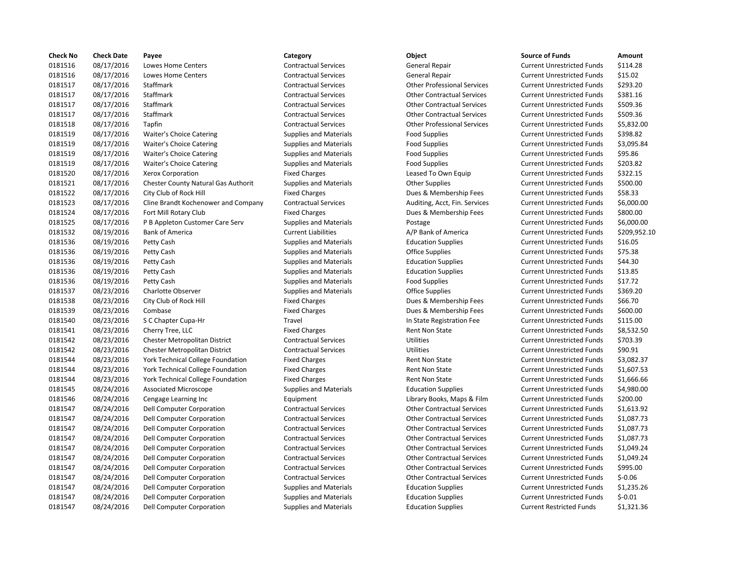| Check No | Check Date | Payee | Category | Object | Source of Funds | Amount |
|---|---|---|---|---|---|---|
| 0181516 | 08/17/2016 | Lowes Home Centers | Contractual Services | General Repair | Current Unrestricted Funds | $114.28 |
| 0181516 | 08/17/2016 | Lowes Home Centers | Contractual Services | General Repair | Current Unrestricted Funds | $15.02 |
| 0181517 | 08/17/2016 | Staffmark | Contractual Services | Other Professional Services | Current Unrestricted Funds | $293.20 |
| 0181517 | 08/17/2016 | Staffmark | Contractual Services | Other Contractual Services | Current Unrestricted Funds | $381.16 |
| 0181517 | 08/17/2016 | Staffmark | Contractual Services | Other Contractual Services | Current Unrestricted Funds | $509.36 |
| 0181517 | 08/17/2016 | Staffmark | Contractual Services | Other Contractual Services | Current Unrestricted Funds | $509.36 |
| 0181518 | 08/17/2016 | Tapfin | Contractual Services | Other Professional Services | Current Unrestricted Funds | $5,832.00 |
| 0181519 | 08/17/2016 | Waiter's Choice Catering | Supplies and Materials | Food Supplies | Current Unrestricted Funds | $398.82 |
| 0181519 | 08/17/2016 | Waiter's Choice Catering | Supplies and Materials | Food Supplies | Current Unrestricted Funds | $3,095.84 |
| 0181519 | 08/17/2016 | Waiter's Choice Catering | Supplies and Materials | Food Supplies | Current Unrestricted Funds | $95.86 |
| 0181519 | 08/17/2016 | Waiter's Choice Catering | Supplies and Materials | Food Supplies | Current Unrestricted Funds | $203.82 |
| 0181520 | 08/17/2016 | Xerox Corporation | Fixed Charges | Leased To Own Equip | Current Unrestricted Funds | $322.15 |
| 0181521 | 08/17/2016 | Chester County Natural Gas Authorit | Supplies and Materials | Other Supplies | Current Unrestricted Funds | $500.00 |
| 0181522 | 08/17/2016 | City Club of Rock Hill | Fixed Charges | Dues & Membership Fees | Current Unrestricted Funds | $58.33 |
| 0181523 | 08/17/2016 | Cline Brandt Kochenower and Company | Contractual Services | Auditing, Acct, Fin. Services | Current Unrestricted Funds | $6,000.00 |
| 0181524 | 08/17/2016 | Fort Mill Rotary Club | Fixed Charges | Dues & Membership Fees | Current Unrestricted Funds | $800.00 |
| 0181525 | 08/17/2016 | P B Appleton Customer Care Serv | Supplies and Materials | Postage | Current Unrestricted Funds | $6,000.00 |
| 0181532 | 08/19/2016 | Bank of America | Current Liabilities | A/P Bank of America | Current Unrestricted Funds | $209,952.10 |
| 0181536 | 08/19/2016 | Petty Cash | Supplies and Materials | Education Supplies | Current Unrestricted Funds | $16.05 |
| 0181536 | 08/19/2016 | Petty Cash | Supplies and Materials | Office Supplies | Current Unrestricted Funds | $75.38 |
| 0181536 | 08/19/2016 | Petty Cash | Supplies and Materials | Education Supplies | Current Unrestricted Funds | $44.30 |
| 0181536 | 08/19/2016 | Petty Cash | Supplies and Materials | Education Supplies | Current Unrestricted Funds | $13.85 |
| 0181536 | 08/19/2016 | Petty Cash | Supplies and Materials | Food Supplies | Current Unrestricted Funds | $17.72 |
| 0181537 | 08/23/2016 | Charlotte Observer | Supplies and Materials | Office Supplies | Current Unrestricted Funds | $369.20 |
| 0181538 | 08/23/2016 | City Club of Rock Hill | Fixed Charges | Dues & Membership Fees | Current Unrestricted Funds | $66.70 |
| 0181539 | 08/23/2016 | Combase | Fixed Charges | Dues & Membership Fees | Current Unrestricted Funds | $600.00 |
| 0181540 | 08/23/2016 | S C Chapter Cupa-Hr | Travel | In State Registration Fee | Current Unrestricted Funds | $115.00 |
| 0181541 | 08/23/2016 | Cherry Tree, LLC | Fixed Charges | Rent Non State | Current Unrestricted Funds | $8,532.50 |
| 0181542 | 08/23/2016 | Chester Metropolitan District | Contractual Services | Utilities | Current Unrestricted Funds | $703.39 |
| 0181542 | 08/23/2016 | Chester Metropolitan District | Contractual Services | Utilities | Current Unrestricted Funds | $90.91 |
| 0181544 | 08/23/2016 | York Technical College Foundation | Fixed Charges | Rent Non State | Current Unrestricted Funds | $3,082.37 |
| 0181544 | 08/23/2016 | York Technical College Foundation | Fixed Charges | Rent Non State | Current Unrestricted Funds | $1,607.53 |
| 0181544 | 08/23/2016 | York Technical College Foundation | Fixed Charges | Rent Non State | Current Unrestricted Funds | $1,666.66 |
| 0181545 | 08/24/2016 | Associated Microscope | Supplies and Materials | Education Supplies | Current Unrestricted Funds | $4,980.00 |
| 0181546 | 08/24/2016 | Cengage Learning Inc | Equipment | Library Books, Maps & Film | Current Unrestricted Funds | $200.00 |
| 0181547 | 08/24/2016 | Dell Computer Corporation | Contractual Services | Other Contractual Services | Current Unrestricted Funds | $1,613.92 |
| 0181547 | 08/24/2016 | Dell Computer Corporation | Contractual Services | Other Contractual Services | Current Unrestricted Funds | $1,087.73 |
| 0181547 | 08/24/2016 | Dell Computer Corporation | Contractual Services | Other Contractual Services | Current Unrestricted Funds | $1,087.73 |
| 0181547 | 08/24/2016 | Dell Computer Corporation | Contractual Services | Other Contractual Services | Current Unrestricted Funds | $1,087.73 |
| 0181547 | 08/24/2016 | Dell Computer Corporation | Contractual Services | Other Contractual Services | Current Unrestricted Funds | $1,049.24 |
| 0181547 | 08/24/2016 | Dell Computer Corporation | Contractual Services | Other Contractual Services | Current Unrestricted Funds | $1,049.24 |
| 0181547 | 08/24/2016 | Dell Computer Corporation | Contractual Services | Other Contractual Services | Current Unrestricted Funds | $995.00 |
| 0181547 | 08/24/2016 | Dell Computer Corporation | Contractual Services | Other Contractual Services | Current Unrestricted Funds | $-0.06 |
| 0181547 | 08/24/2016 | Dell Computer Corporation | Supplies and Materials | Education Supplies | Current Unrestricted Funds | $1,235.26 |
| 0181547 | 08/24/2016 | Dell Computer Corporation | Supplies and Materials | Education Supplies | Current Unrestricted Funds | $-0.01 |
| 0181547 | 08/24/2016 | Dell Computer Corporation | Supplies and Materials | Education Supplies | Current Restricted Funds | $1,321.36 |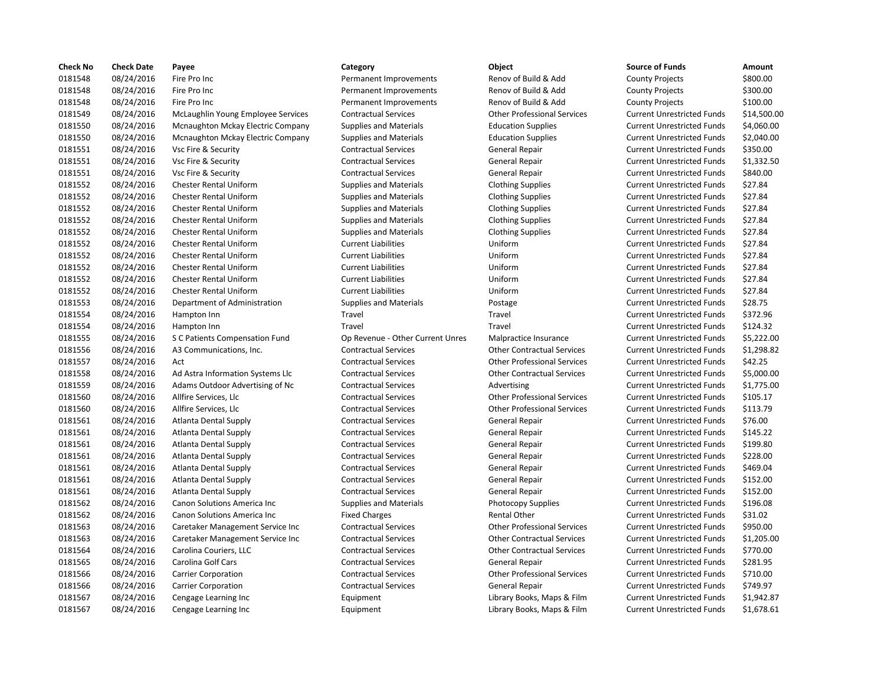| Check No | Check Date | Payee | Category | Object | Source of Funds | Amount |
|---|---|---|---|---|---|---|
| 0181548 | 08/24/2016 | Fire Pro Inc | Permanent Improvements | Renov of Build & Add | County Projects | $800.00 |
| 0181548 | 08/24/2016 | Fire Pro Inc | Permanent Improvements | Renov of Build & Add | County Projects | $300.00 |
| 0181548 | 08/24/2016 | Fire Pro Inc | Permanent Improvements | Renov of Build & Add | County Projects | $100.00 |
| 0181549 | 08/24/2016 | McLaughlin Young Employee Services | Contractual Services | Other Professional Services | Current Unrestricted Funds | $14,500.00 |
| 0181550 | 08/24/2016 | Mcnaughton Mckay Electric Company | Supplies and Materials | Education Supplies | Current Unrestricted Funds | $4,060.00 |
| 0181550 | 08/24/2016 | Mcnaughton Mckay Electric Company | Supplies and Materials | Education Supplies | Current Unrestricted Funds | $2,040.00 |
| 0181551 | 08/24/2016 | Vsc Fire & Security | Contractual Services | General Repair | Current Unrestricted Funds | $350.00 |
| 0181551 | 08/24/2016 | Vsc Fire & Security | Contractual Services | General Repair | Current Unrestricted Funds | $1,332.50 |
| 0181551 | 08/24/2016 | Vsc Fire & Security | Contractual Services | General Repair | Current Unrestricted Funds | $840.00 |
| 0181552 | 08/24/2016 | Chester Rental Uniform | Supplies and Materials | Clothing Supplies | Current Unrestricted Funds | $27.84 |
| 0181552 | 08/24/2016 | Chester Rental Uniform | Supplies and Materials | Clothing Supplies | Current Unrestricted Funds | $27.84 |
| 0181552 | 08/24/2016 | Chester Rental Uniform | Supplies and Materials | Clothing Supplies | Current Unrestricted Funds | $27.84 |
| 0181552 | 08/24/2016 | Chester Rental Uniform | Supplies and Materials | Clothing Supplies | Current Unrestricted Funds | $27.84 |
| 0181552 | 08/24/2016 | Chester Rental Uniform | Supplies and Materials | Clothing Supplies | Current Unrestricted Funds | $27.84 |
| 0181552 | 08/24/2016 | Chester Rental Uniform | Current Liabilities | Uniform | Current Unrestricted Funds | $27.84 |
| 0181552 | 08/24/2016 | Chester Rental Uniform | Current Liabilities | Uniform | Current Unrestricted Funds | $27.84 |
| 0181552 | 08/24/2016 | Chester Rental Uniform | Current Liabilities | Uniform | Current Unrestricted Funds | $27.84 |
| 0181552 | 08/24/2016 | Chester Rental Uniform | Current Liabilities | Uniform | Current Unrestricted Funds | $27.84 |
| 0181552 | 08/24/2016 | Chester Rental Uniform | Current Liabilities | Uniform | Current Unrestricted Funds | $27.84 |
| 0181553 | 08/24/2016 | Department of Administration | Supplies and Materials | Postage | Current Unrestricted Funds | $28.75 |
| 0181554 | 08/24/2016 | Hampton Inn | Travel | Travel | Current Unrestricted Funds | $372.96 |
| 0181554 | 08/24/2016 | Hampton Inn | Travel | Travel | Current Unrestricted Funds | $124.32 |
| 0181555 | 08/24/2016 | S C Patients Compensation Fund | Op Revenue - Other Current Unres | Malpractice Insurance | Current Unrestricted Funds | $5,222.00 |
| 0181556 | 08/24/2016 | A3 Communications, Inc. | Contractual Services | Other Contractual Services | Current Unrestricted Funds | $1,298.82 |
| 0181557 | 08/24/2016 | Act | Contractual Services | Other Professional Services | Current Unrestricted Funds | $42.25 |
| 0181558 | 08/24/2016 | Ad Astra Information Systems Llc | Contractual Services | Other Contractual Services | Current Unrestricted Funds | $5,000.00 |
| 0181559 | 08/24/2016 | Adams Outdoor Advertising of Nc | Contractual Services | Advertising | Current Unrestricted Funds | $1,775.00 |
| 0181560 | 08/24/2016 | Allfire Services, Llc | Contractual Services | Other Professional Services | Current Unrestricted Funds | $105.17 |
| 0181560 | 08/24/2016 | Allfire Services, Llc | Contractual Services | Other Professional Services | Current Unrestricted Funds | $113.79 |
| 0181561 | 08/24/2016 | Atlanta Dental Supply | Contractual Services | General Repair | Current Unrestricted Funds | $76.00 |
| 0181561 | 08/24/2016 | Atlanta Dental Supply | Contractual Services | General Repair | Current Unrestricted Funds | $145.22 |
| 0181561 | 08/24/2016 | Atlanta Dental Supply | Contractual Services | General Repair | Current Unrestricted Funds | $199.80 |
| 0181561 | 08/24/2016 | Atlanta Dental Supply | Contractual Services | General Repair | Current Unrestricted Funds | $228.00 |
| 0181561 | 08/24/2016 | Atlanta Dental Supply | Contractual Services | General Repair | Current Unrestricted Funds | $469.04 |
| 0181561 | 08/24/2016 | Atlanta Dental Supply | Contractual Services | General Repair | Current Unrestricted Funds | $152.00 |
| 0181561 | 08/24/2016 | Atlanta Dental Supply | Contractual Services | General Repair | Current Unrestricted Funds | $152.00 |
| 0181562 | 08/24/2016 | Canon Solutions America Inc | Supplies and Materials | Photocopy Supplies | Current Unrestricted Funds | $196.08 |
| 0181562 | 08/24/2016 | Canon Solutions America Inc | Fixed Charges | Rental Other | Current Unrestricted Funds | $31.02 |
| 0181563 | 08/24/2016 | Caretaker Management Service Inc | Contractual Services | Other Professional Services | Current Unrestricted Funds | $950.00 |
| 0181563 | 08/24/2016 | Caretaker Management Service Inc | Contractual Services | Other Contractual Services | Current Unrestricted Funds | $1,205.00 |
| 0181564 | 08/24/2016 | Carolina Couriers, LLC | Contractual Services | Other Contractual Services | Current Unrestricted Funds | $770.00 |
| 0181565 | 08/24/2016 | Carolina Golf Cars | Contractual Services | General Repair | Current Unrestricted Funds | $281.95 |
| 0181566 | 08/24/2016 | Carrier Corporation | Contractual Services | Other Professional Services | Current Unrestricted Funds | $710.00 |
| 0181566 | 08/24/2016 | Carrier Corporation | Contractual Services | General Repair | Current Unrestricted Funds | $749.97 |
| 0181567 | 08/24/2016 | Cengage Learning Inc | Equipment | Library Books, Maps & Film | Current Unrestricted Funds | $1,942.87 |
| 0181567 | 08/24/2016 | Cengage Learning Inc | Equipment | Library Books, Maps & Film | Current Unrestricted Funds | $1,678.61 |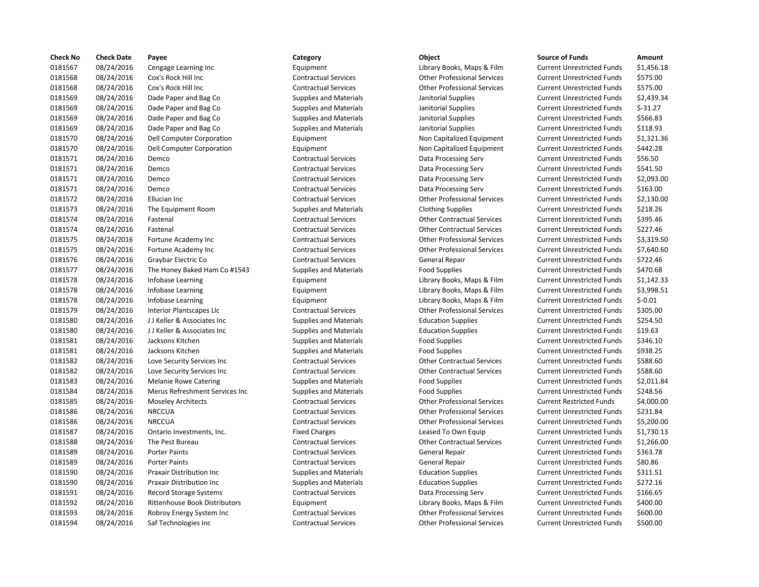| Check No | Check Date | Payee | Category | Object | Source of Funds | Amount |
|---|---|---|---|---|---|---|
| 0181567 | 08/24/2016 | Cengage Learning Inc | Equipment | Library Books, Maps & Film | Current Unrestricted Funds | $1,456.18 |
| 0181568 | 08/24/2016 | Cox's Rock Hill Inc | Contractual Services | Other Professional Services | Current Unrestricted Funds | $575.00 |
| 0181568 | 08/24/2016 | Cox's Rock Hill Inc | Contractual Services | Other Professional Services | Current Unrestricted Funds | $575.00 |
| 0181569 | 08/24/2016 | Dade Paper and Bag Co | Supplies and Materials | Janitorial Supplies | Current Unrestricted Funds | $2,439.34 |
| 0181569 | 08/24/2016 | Dade Paper and Bag Co | Supplies and Materials | Janitorial Supplies | Current Unrestricted Funds | $-31.27 |
| 0181569 | 08/24/2016 | Dade Paper and Bag Co | Supplies and Materials | Janitorial Supplies | Current Unrestricted Funds | $566.83 |
| 0181569 | 08/24/2016 | Dade Paper and Bag Co | Supplies and Materials | Janitorial Supplies | Current Unrestricted Funds | $118.93 |
| 0181570 | 08/24/2016 | Dell Computer Corporation | Equipment | Non Capitalized Equipment | Current Unrestricted Funds | $1,321.36 |
| 0181570 | 08/24/2016 | Dell Computer Corporation | Equipment | Non Capitalized Equipment | Current Unrestricted Funds | $442.28 |
| 0181571 | 08/24/2016 | Demco | Contractual Services | Data Processing Serv | Current Unrestricted Funds | $56.50 |
| 0181571 | 08/24/2016 | Demco | Contractual Services | Data Processing Serv | Current Unrestricted Funds | $541.50 |
| 0181571 | 08/24/2016 | Demco | Contractual Services | Data Processing Serv | Current Unrestricted Funds | $2,093.00 |
| 0181571 | 08/24/2016 | Demco | Contractual Services | Data Processing Serv | Current Unrestricted Funds | $163.00 |
| 0181572 | 08/24/2016 | Ellucian Inc | Contractual Services | Other Professional Services | Current Unrestricted Funds | $2,130.00 |
| 0181573 | 08/24/2016 | The Equipment Room | Supplies and Materials | Clothing Supplies | Current Unrestricted Funds | $218.26 |
| 0181574 | 08/24/2016 | Fastenal | Contractual Services | Other Contractual Services | Current Unrestricted Funds | $395.46 |
| 0181574 | 08/24/2016 | Fastenal | Contractual Services | Other Contractual Services | Current Unrestricted Funds | $227.46 |
| 0181575 | 08/24/2016 | Fortune Academy Inc | Contractual Services | Other Professional Services | Current Unrestricted Funds | $3,319.50 |
| 0181575 | 08/24/2016 | Fortune Academy Inc | Contractual Services | Other Professional Services | Current Unrestricted Funds | $7,640.60 |
| 0181576 | 08/24/2016 | Graybar Electric Co | Contractual Services | General Repair | Current Unrestricted Funds | $722.46 |
| 0181577 | 08/24/2016 | The Honey Baked Ham Co #1543 | Supplies and Materials | Food Supplies | Current Unrestricted Funds | $470.68 |
| 0181578 | 08/24/2016 | Infobase Learning | Equipment | Library Books, Maps & Film | Current Unrestricted Funds | $1,142.33 |
| 0181578 | 08/24/2016 | Infobase Learning | Equipment | Library Books, Maps & Film | Current Unrestricted Funds | $3,998.51 |
| 0181578 | 08/24/2016 | Infobase Learning | Equipment | Library Books, Maps & Film | Current Unrestricted Funds | $-0.01 |
| 0181579 | 08/24/2016 | Interior Plantscapes Llc | Contractual Services | Other Professional Services | Current Unrestricted Funds | $305.00 |
| 0181580 | 08/24/2016 | J J Keller & Associates Inc | Supplies and Materials | Education Supplies | Current Unrestricted Funds | $254.50 |
| 0181580 | 08/24/2016 | J J Keller & Associates Inc | Supplies and Materials | Education Supplies | Current Unrestricted Funds | $19.63 |
| 0181581 | 08/24/2016 | Jacksons Kitchen | Supplies and Materials | Food Supplies | Current Unrestricted Funds | $346.10 |
| 0181581 | 08/24/2016 | Jacksons Kitchen | Supplies and Materials | Food Supplies | Current Unrestricted Funds | $938.25 |
| 0181582 | 08/24/2016 | Love Security Services Inc | Contractual Services | Other Contractual Services | Current Unrestricted Funds | $588.60 |
| 0181582 | 08/24/2016 | Love Security Services Inc | Contractual Services | Other Contractual Services | Current Unrestricted Funds | $588.60 |
| 0181583 | 08/24/2016 | Melanie Rowe Catering | Supplies and Materials | Food Supplies | Current Unrestricted Funds | $2,011.84 |
| 0181584 | 08/24/2016 | Merus Refreshment Services Inc | Supplies and Materials | Food Supplies | Current Unrestricted Funds | $248.56 |
| 0181585 | 08/24/2016 | Moseley Architects | Contractual Services | Other Professional Services | Current Restricted Funds | $4,000.00 |
| 0181586 | 08/24/2016 | NRCCUA | Contractual Services | Other Professional Services | Current Unrestricted Funds | $231.84 |
| 0181586 | 08/24/2016 | NRCCUA | Contractual Services | Other Professional Services | Current Unrestricted Funds | $5,200.00 |
| 0181587 | 08/24/2016 | Ontario Investments, Inc. | Fixed Charges | Leased To Own Equip | Current Unrestricted Funds | $1,730.13 |
| 0181588 | 08/24/2016 | The Pest Bureau | Contractual Services | Other Contractual Services | Current Unrestricted Funds | $1,266.00 |
| 0181589 | 08/24/2016 | Porter Paints | Contractual Services | General Repair | Current Unrestricted Funds | $363.78 |
| 0181589 | 08/24/2016 | Porter Paints | Contractual Services | General Repair | Current Unrestricted Funds | $80.86 |
| 0181590 | 08/24/2016 | Praxair Distribution Inc | Supplies and Materials | Education Supplies | Current Unrestricted Funds | $311.51 |
| 0181590 | 08/24/2016 | Praxair Distribution Inc | Supplies and Materials | Education Supplies | Current Unrestricted Funds | $272.16 |
| 0181591 | 08/24/2016 | Record Storage Systems | Contractual Services | Data Processing Serv | Current Unrestricted Funds | $166.65 |
| 0181592 | 08/24/2016 | Rittenhouse Book Distributors | Equipment | Library Books, Maps & Film | Current Unrestricted Funds | $400.00 |
| 0181593 | 08/24/2016 | Robroy Energy System Inc | Contractual Services | Other Professional Services | Current Unrestricted Funds | $600.00 |
| 0181594 | 08/24/2016 | Saf Technologies Inc | Contractual Services | Other Professional Services | Current Unrestricted Funds | $500.00 |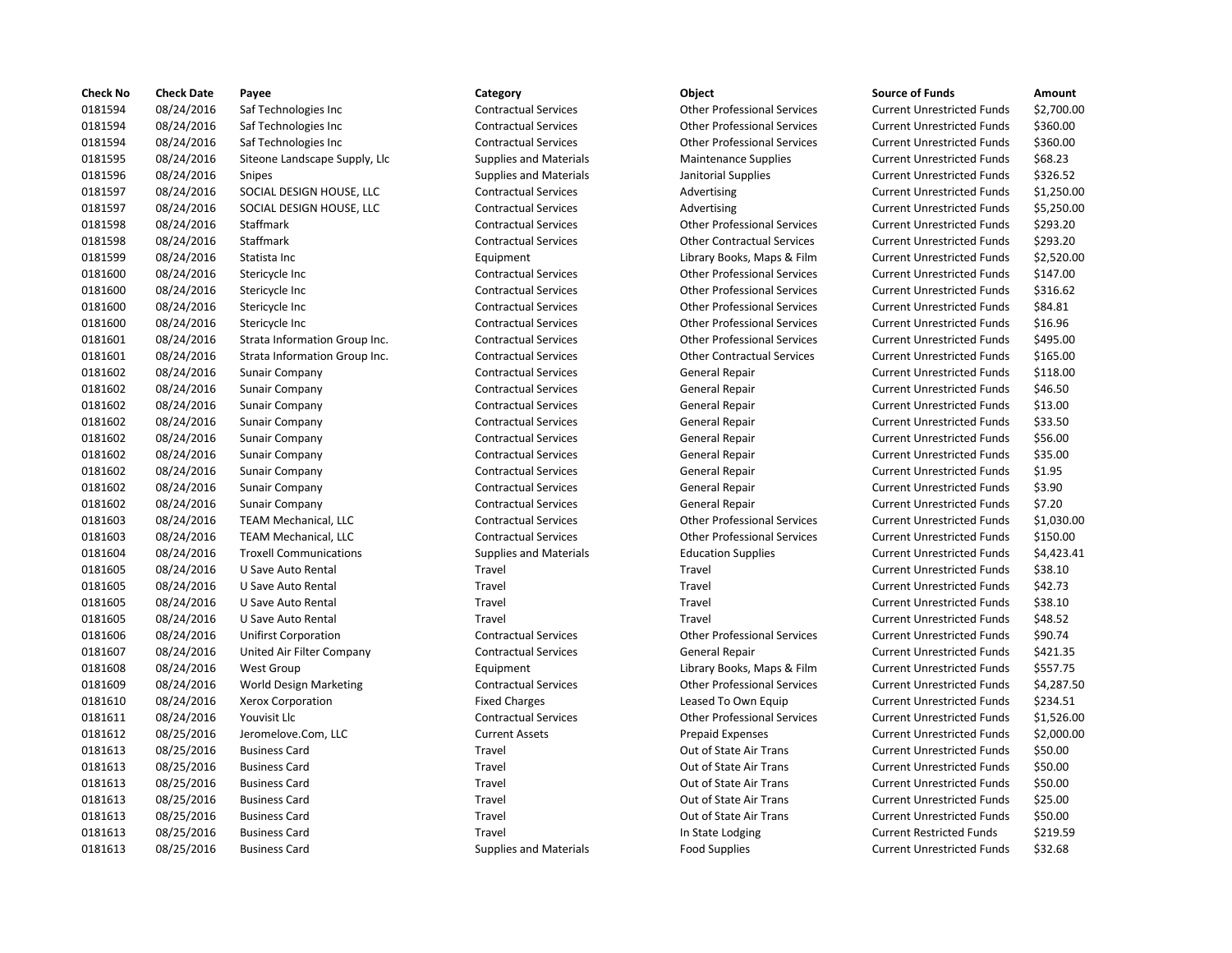| Check No | Check Date | Payee | Category | Object | Source of Funds | Amount |
|---|---|---|---|---|---|---|
| 0181594 | 08/24/2016 | Saf Technologies Inc | Contractual Services | Other Professional Services | Current Unrestricted Funds | $2,700.00 |
| 0181594 | 08/24/2016 | Saf Technologies Inc | Contractual Services | Other Professional Services | Current Unrestricted Funds | $360.00 |
| 0181594 | 08/24/2016 | Saf Technologies Inc | Contractual Services | Other Professional Services | Current Unrestricted Funds | $360.00 |
| 0181595 | 08/24/2016 | Siteone Landscape Supply, Llc | Supplies and Materials | Maintenance Supplies | Current Unrestricted Funds | $68.23 |
| 0181596 | 08/24/2016 | Snipes | Supplies and Materials | Janitorial Supplies | Current Unrestricted Funds | $326.52 |
| 0181597 | 08/24/2016 | SOCIAL DESIGN HOUSE, LLC | Contractual Services | Advertising | Current Unrestricted Funds | $1,250.00 |
| 0181597 | 08/24/2016 | SOCIAL DESIGN HOUSE, LLC | Contractual Services | Advertising | Current Unrestricted Funds | $5,250.00 |
| 0181598 | 08/24/2016 | Staffmark | Contractual Services | Other Professional Services | Current Unrestricted Funds | $293.20 |
| 0181598 | 08/24/2016 | Staffmark | Contractual Services | Other Contractual Services | Current Unrestricted Funds | $293.20 |
| 0181599 | 08/24/2016 | Statista Inc | Equipment | Library Books, Maps & Film | Current Unrestricted Funds | $2,520.00 |
| 0181600 | 08/24/2016 | Stericycle Inc | Contractual Services | Other Professional Services | Current Unrestricted Funds | $147.00 |
| 0181600 | 08/24/2016 | Stericycle Inc | Contractual Services | Other Professional Services | Current Unrestricted Funds | $316.62 |
| 0181600 | 08/24/2016 | Stericycle Inc | Contractual Services | Other Professional Services | Current Unrestricted Funds | $84.81 |
| 0181600 | 08/24/2016 | Stericycle Inc | Contractual Services | Other Professional Services | Current Unrestricted Funds | $16.96 |
| 0181601 | 08/24/2016 | Strata Information Group Inc. | Contractual Services | Other Professional Services | Current Unrestricted Funds | $495.00 |
| 0181601 | 08/24/2016 | Strata Information Group Inc. | Contractual Services | Other Contractual Services | Current Unrestricted Funds | $165.00 |
| 0181602 | 08/24/2016 | Sunair Company | Contractual Services | General Repair | Current Unrestricted Funds | $118.00 |
| 0181602 | 08/24/2016 | Sunair Company | Contractual Services | General Repair | Current Unrestricted Funds | $46.50 |
| 0181602 | 08/24/2016 | Sunair Company | Contractual Services | General Repair | Current Unrestricted Funds | $13.00 |
| 0181602 | 08/24/2016 | Sunair Company | Contractual Services | General Repair | Current Unrestricted Funds | $33.50 |
| 0181602 | 08/24/2016 | Sunair Company | Contractual Services | General Repair | Current Unrestricted Funds | $56.00 |
| 0181602 | 08/24/2016 | Sunair Company | Contractual Services | General Repair | Current Unrestricted Funds | $35.00 |
| 0181602 | 08/24/2016 | Sunair Company | Contractual Services | General Repair | Current Unrestricted Funds | $1.95 |
| 0181602 | 08/24/2016 | Sunair Company | Contractual Services | General Repair | Current Unrestricted Funds | $3.90 |
| 0181602 | 08/24/2016 | Sunair Company | Contractual Services | General Repair | Current Unrestricted Funds | $7.20 |
| 0181603 | 08/24/2016 | TEAM Mechanical, LLC | Contractual Services | Other Professional Services | Current Unrestricted Funds | $1,030.00 |
| 0181603 | 08/24/2016 | TEAM Mechanical, LLC | Contractual Services | Other Professional Services | Current Unrestricted Funds | $150.00 |
| 0181604 | 08/24/2016 | Troxell Communications | Supplies and Materials | Education Supplies | Current Unrestricted Funds | $4,423.41 |
| 0181605 | 08/24/2016 | U Save Auto Rental | Travel | Travel | Current Unrestricted Funds | $38.10 |
| 0181605 | 08/24/2016 | U Save Auto Rental | Travel | Travel | Current Unrestricted Funds | $42.73 |
| 0181605 | 08/24/2016 | U Save Auto Rental | Travel | Travel | Current Unrestricted Funds | $38.10 |
| 0181605 | 08/24/2016 | U Save Auto Rental | Travel | Travel | Current Unrestricted Funds | $48.52 |
| 0181606 | 08/24/2016 | Unifirst Corporation | Contractual Services | Other Professional Services | Current Unrestricted Funds | $90.74 |
| 0181607 | 08/24/2016 | United Air Filter Company | Contractual Services | General Repair | Current Unrestricted Funds | $421.35 |
| 0181608 | 08/24/2016 | West Group | Equipment | Library Books, Maps & Film | Current Unrestricted Funds | $557.75 |
| 0181609 | 08/24/2016 | World Design Marketing | Contractual Services | Other Professional Services | Current Unrestricted Funds | $4,287.50 |
| 0181610 | 08/24/2016 | Xerox Corporation | Fixed Charges | Leased To Own Equip | Current Unrestricted Funds | $234.51 |
| 0181611 | 08/24/2016 | Youvisit Llc | Contractual Services | Other Professional Services | Current Unrestricted Funds | $1,526.00 |
| 0181612 | 08/25/2016 | Jeromelove.Com, LLC | Current Assets | Prepaid Expenses | Current Unrestricted Funds | $2,000.00 |
| 0181613 | 08/25/2016 | Business Card | Travel | Out of State Air Trans | Current Unrestricted Funds | $50.00 |
| 0181613 | 08/25/2016 | Business Card | Travel | Out of State Air Trans | Current Unrestricted Funds | $50.00 |
| 0181613 | 08/25/2016 | Business Card | Travel | Out of State Air Trans | Current Unrestricted Funds | $50.00 |
| 0181613 | 08/25/2016 | Business Card | Travel | Out of State Air Trans | Current Unrestricted Funds | $25.00 |
| 0181613 | 08/25/2016 | Business Card | Travel | Out of State Air Trans | Current Unrestricted Funds | $50.00 |
| 0181613 | 08/25/2016 | Business Card | Travel | In State Lodging | Current Restricted Funds | $219.59 |
| 0181613 | 08/25/2016 | Business Card | Supplies and Materials | Food Supplies | Current Unrestricted Funds | $32.68 |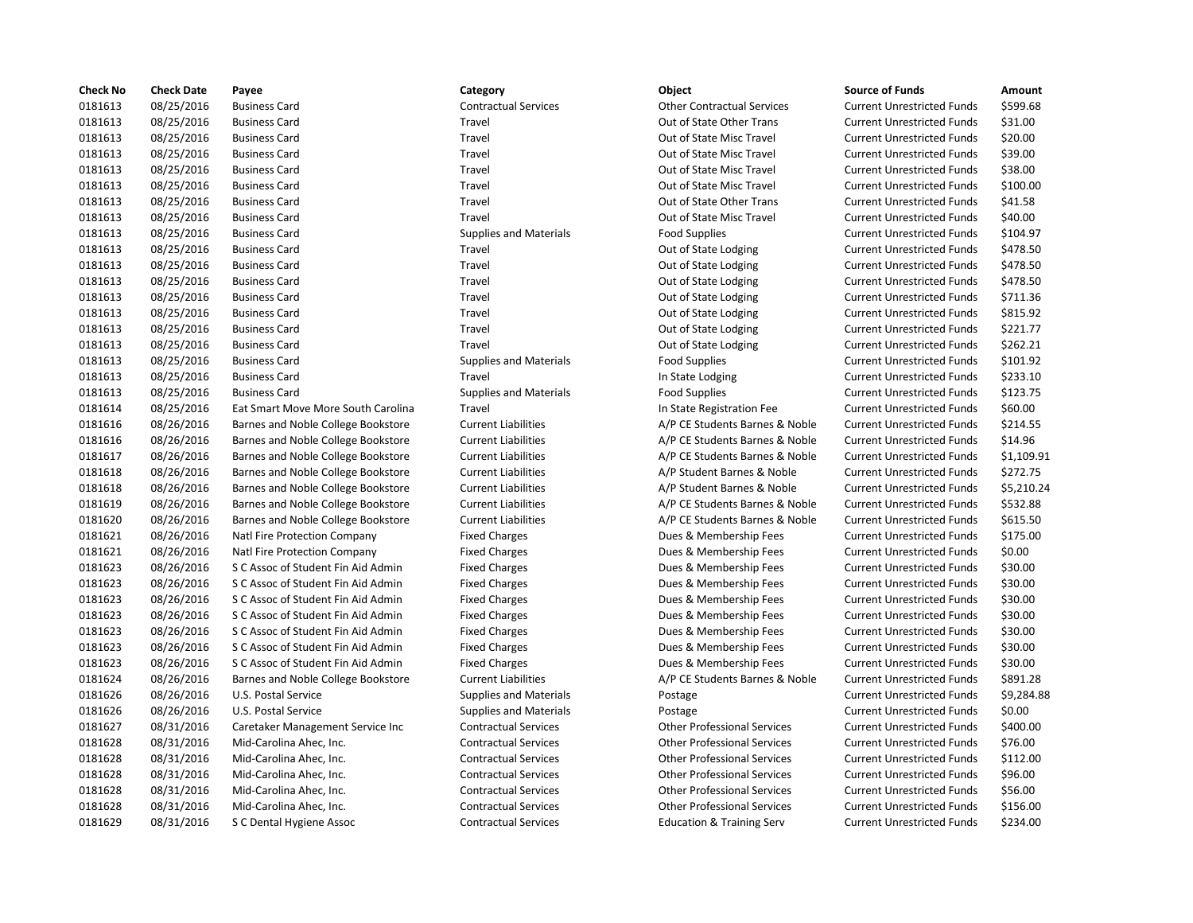| Check No | Check Date | Payee | Category | Object | Source of Funds | Amount |
|---|---|---|---|---|---|---|
| 0181613 | 08/25/2016 | Business Card | Contractual Services | Other Contractual Services | Current Unrestricted Funds | $599.68 |
| 0181613 | 08/25/2016 | Business Card | Travel | Out of State Other Trans | Current Unrestricted Funds | $31.00 |
| 0181613 | 08/25/2016 | Business Card | Travel | Out of State Misc Travel | Current Unrestricted Funds | $20.00 |
| 0181613 | 08/25/2016 | Business Card | Travel | Out of State Misc Travel | Current Unrestricted Funds | $39.00 |
| 0181613 | 08/25/2016 | Business Card | Travel | Out of State Misc Travel | Current Unrestricted Funds | $38.00 |
| 0181613 | 08/25/2016 | Business Card | Travel | Out of State Misc Travel | Current Unrestricted Funds | $100.00 |
| 0181613 | 08/25/2016 | Business Card | Travel | Out of State Other Trans | Current Unrestricted Funds | $41.58 |
| 0181613 | 08/25/2016 | Business Card | Travel | Out of State Misc Travel | Current Unrestricted Funds | $40.00 |
| 0181613 | 08/25/2016 | Business Card | Supplies and Materials | Food Supplies | Current Unrestricted Funds | $104.97 |
| 0181613 | 08/25/2016 | Business Card | Travel | Out of State Lodging | Current Unrestricted Funds | $478.50 |
| 0181613 | 08/25/2016 | Business Card | Travel | Out of State Lodging | Current Unrestricted Funds | $478.50 |
| 0181613 | 08/25/2016 | Business Card | Travel | Out of State Lodging | Current Unrestricted Funds | $478.50 |
| 0181613 | 08/25/2016 | Business Card | Travel | Out of State Lodging | Current Unrestricted Funds | $711.36 |
| 0181613 | 08/25/2016 | Business Card | Travel | Out of State Lodging | Current Unrestricted Funds | $815.92 |
| 0181613 | 08/25/2016 | Business Card | Travel | Out of State Lodging | Current Unrestricted Funds | $221.77 |
| 0181613 | 08/25/2016 | Business Card | Travel | Out of State Lodging | Current Unrestricted Funds | $262.21 |
| 0181613 | 08/25/2016 | Business Card | Supplies and Materials | Food Supplies | Current Unrestricted Funds | $101.92 |
| 0181613 | 08/25/2016 | Business Card | Travel | In State Lodging | Current Unrestricted Funds | $233.10 |
| 0181613 | 08/25/2016 | Business Card | Supplies and Materials | Food Supplies | Current Unrestricted Funds | $123.75 |
| 0181614 | 08/25/2016 | Eat Smart Move More South Carolina | Travel | In State Registration Fee | Current Unrestricted Funds | $60.00 |
| 0181616 | 08/26/2016 | Barnes and Noble College Bookstore | Current Liabilities | A/P CE Students Barnes & Noble | Current Unrestricted Funds | $214.55 |
| 0181616 | 08/26/2016 | Barnes and Noble College Bookstore | Current Liabilities | A/P CE Students Barnes & Noble | Current Unrestricted Funds | $14.96 |
| 0181617 | 08/26/2016 | Barnes and Noble College Bookstore | Current Liabilities | A/P CE Students Barnes & Noble | Current Unrestricted Funds | $1,109.91 |
| 0181618 | 08/26/2016 | Barnes and Noble College Bookstore | Current Liabilities | A/P Student Barnes & Noble | Current Unrestricted Funds | $272.75 |
| 0181618 | 08/26/2016 | Barnes and Noble College Bookstore | Current Liabilities | A/P Student Barnes & Noble | Current Unrestricted Funds | $5,210.24 |
| 0181619 | 08/26/2016 | Barnes and Noble College Bookstore | Current Liabilities | A/P CE Students Barnes & Noble | Current Unrestricted Funds | $532.88 |
| 0181620 | 08/26/2016 | Barnes and Noble College Bookstore | Current Liabilities | A/P CE Students Barnes & Noble | Current Unrestricted Funds | $615.50 |
| 0181621 | 08/26/2016 | Natl Fire Protection Company | Fixed Charges | Dues & Membership Fees | Current Unrestricted Funds | $175.00 |
| 0181621 | 08/26/2016 | Natl Fire Protection Company | Fixed Charges | Dues & Membership Fees | Current Unrestricted Funds | $0.00 |
| 0181623 | 08/26/2016 | S C Assoc of Student Fin Aid Admin | Fixed Charges | Dues & Membership Fees | Current Unrestricted Funds | $30.00 |
| 0181623 | 08/26/2016 | S C Assoc of Student Fin Aid Admin | Fixed Charges | Dues & Membership Fees | Current Unrestricted Funds | $30.00 |
| 0181623 | 08/26/2016 | S C Assoc of Student Fin Aid Admin | Fixed Charges | Dues & Membership Fees | Current Unrestricted Funds | $30.00 |
| 0181623 | 08/26/2016 | S C Assoc of Student Fin Aid Admin | Fixed Charges | Dues & Membership Fees | Current Unrestricted Funds | $30.00 |
| 0181623 | 08/26/2016 | S C Assoc of Student Fin Aid Admin | Fixed Charges | Dues & Membership Fees | Current Unrestricted Funds | $30.00 |
| 0181623 | 08/26/2016 | S C Assoc of Student Fin Aid Admin | Fixed Charges | Dues & Membership Fees | Current Unrestricted Funds | $30.00 |
| 0181623 | 08/26/2016 | S C Assoc of Student Fin Aid Admin | Fixed Charges | Dues & Membership Fees | Current Unrestricted Funds | $30.00 |
| 0181624 | 08/26/2016 | Barnes and Noble College Bookstore | Current Liabilities | A/P CE Students Barnes & Noble | Current Unrestricted Funds | $891.28 |
| 0181626 | 08/26/2016 | U.S. Postal Service | Supplies and Materials | Postage | Current Unrestricted Funds | $9,284.88 |
| 0181626 | 08/26/2016 | U.S. Postal Service | Supplies and Materials | Postage | Current Unrestricted Funds | $0.00 |
| 0181627 | 08/31/2016 | Caretaker Management Service Inc | Contractual Services | Other Professional Services | Current Unrestricted Funds | $400.00 |
| 0181628 | 08/31/2016 | Mid-Carolina Ahec, Inc. | Contractual Services | Other Professional Services | Current Unrestricted Funds | $76.00 |
| 0181628 | 08/31/2016 | Mid-Carolina Ahec, Inc. | Contractual Services | Other Professional Services | Current Unrestricted Funds | $112.00 |
| 0181628 | 08/31/2016 | Mid-Carolina Ahec, Inc. | Contractual Services | Other Professional Services | Current Unrestricted Funds | $96.00 |
| 0181628 | 08/31/2016 | Mid-Carolina Ahec, Inc. | Contractual Services | Other Professional Services | Current Unrestricted Funds | $56.00 |
| 0181628 | 08/31/2016 | Mid-Carolina Ahec, Inc. | Contractual Services | Other Professional Services | Current Unrestricted Funds | $156.00 |
| 0181629 | 08/31/2016 | S C Dental Hygiene Assoc | Contractual Services | Education & Training Serv | Current Unrestricted Funds | $234.00 |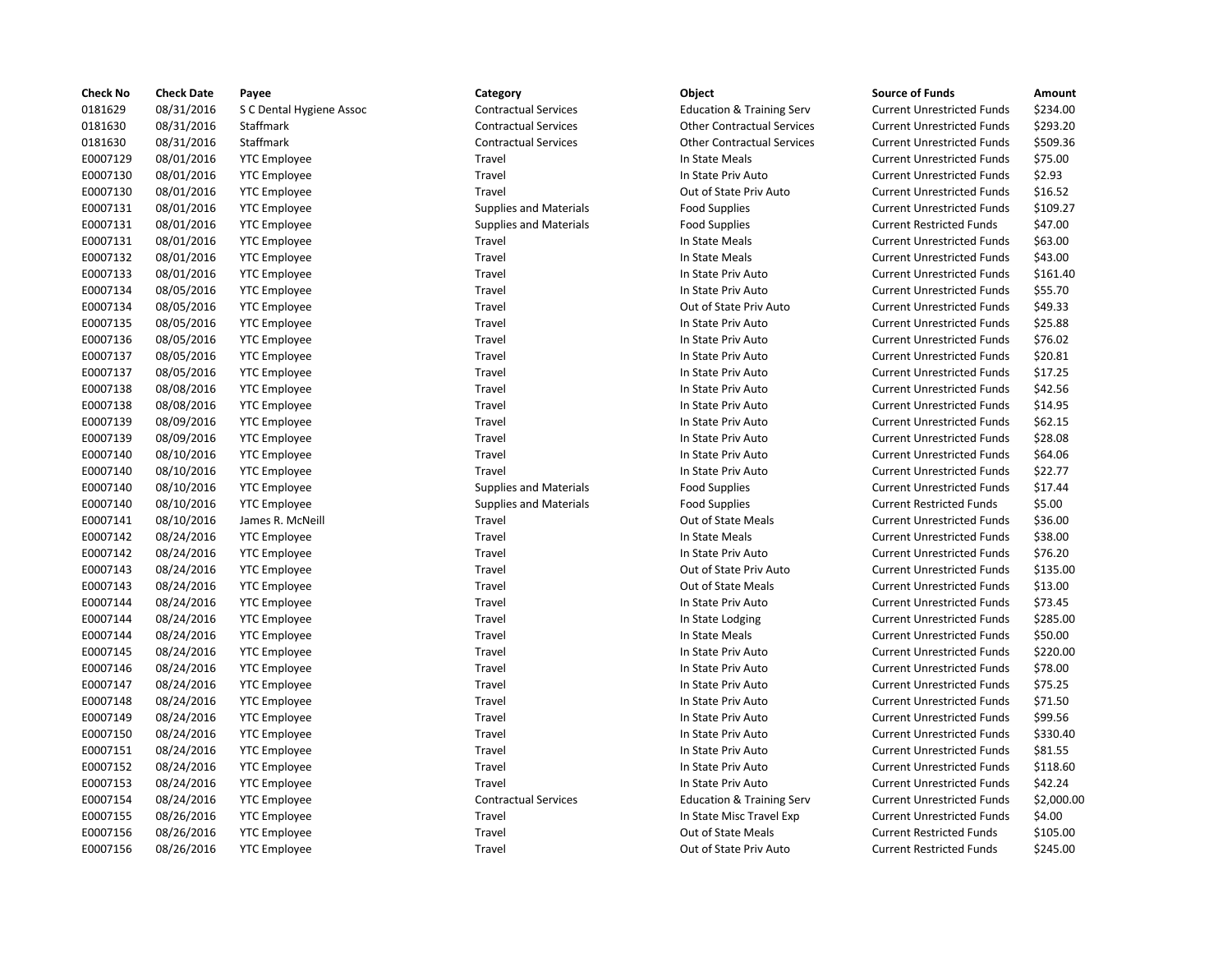| Check No | Check Date | Payee | Category | Object | Source of Funds | Amount |
|---|---|---|---|---|---|---|
| 0181629 | 08/31/2016 | S C Dental Hygiene Assoc | Contractual Services | Education & Training Serv | Current Unrestricted Funds | $234.00 |
| 0181630 | 08/31/2016 | Staffmark | Contractual Services | Other Contractual Services | Current Unrestricted Funds | $293.20 |
| 0181630 | 08/31/2016 | Staffmark | Contractual Services | Other Contractual Services | Current Unrestricted Funds | $509.36 |
| E0007129 | 08/01/2016 | YTC Employee | Travel | In State Meals | Current Unrestricted Funds | $75.00 |
| E0007130 | 08/01/2016 | YTC Employee | Travel | In State Priv Auto | Current Unrestricted Funds | $2.93 |
| E0007130 | 08/01/2016 | YTC Employee | Travel | Out of State Priv Auto | Current Unrestricted Funds | $16.52 |
| E0007131 | 08/01/2016 | YTC Employee | Supplies and Materials | Food Supplies | Current Unrestricted Funds | $109.27 |
| E0007131 | 08/01/2016 | YTC Employee | Supplies and Materials | Food Supplies | Current Restricted Funds | $47.00 |
| E0007131 | 08/01/2016 | YTC Employee | Travel | In State Meals | Current Unrestricted Funds | $63.00 |
| E0007132 | 08/01/2016 | YTC Employee | Travel | In State Meals | Current Unrestricted Funds | $43.00 |
| E0007133 | 08/01/2016 | YTC Employee | Travel | In State Priv Auto | Current Unrestricted Funds | $161.40 |
| E0007134 | 08/05/2016 | YTC Employee | Travel | In State Priv Auto | Current Unrestricted Funds | $55.70 |
| E0007134 | 08/05/2016 | YTC Employee | Travel | Out of State Priv Auto | Current Unrestricted Funds | $49.33 |
| E0007135 | 08/05/2016 | YTC Employee | Travel | In State Priv Auto | Current Unrestricted Funds | $25.88 |
| E0007136 | 08/05/2016 | YTC Employee | Travel | In State Priv Auto | Current Unrestricted Funds | $76.02 |
| E0007137 | 08/05/2016 | YTC Employee | Travel | In State Priv Auto | Current Unrestricted Funds | $20.81 |
| E0007137 | 08/05/2016 | YTC Employee | Travel | In State Priv Auto | Current Unrestricted Funds | $17.25 |
| E0007138 | 08/08/2016 | YTC Employee | Travel | In State Priv Auto | Current Unrestricted Funds | $42.56 |
| E0007138 | 08/08/2016 | YTC Employee | Travel | In State Priv Auto | Current Unrestricted Funds | $14.95 |
| E0007139 | 08/09/2016 | YTC Employee | Travel | In State Priv Auto | Current Unrestricted Funds | $62.15 |
| E0007139 | 08/09/2016 | YTC Employee | Travel | In State Priv Auto | Current Unrestricted Funds | $28.08 |
| E0007140 | 08/10/2016 | YTC Employee | Travel | In State Priv Auto | Current Unrestricted Funds | $64.06 |
| E0007140 | 08/10/2016 | YTC Employee | Travel | In State Priv Auto | Current Unrestricted Funds | $22.77 |
| E0007140 | 08/10/2016 | YTC Employee | Supplies and Materials | Food Supplies | Current Unrestricted Funds | $17.44 |
| E0007140 | 08/10/2016 | YTC Employee | Supplies and Materials | Food Supplies | Current Restricted Funds | $5.00 |
| E0007141 | 08/10/2016 | James R. McNeill | Travel | Out of State Meals | Current Unrestricted Funds | $36.00 |
| E0007142 | 08/24/2016 | YTC Employee | Travel | In State Meals | Current Unrestricted Funds | $38.00 |
| E0007142 | 08/24/2016 | YTC Employee | Travel | In State Priv Auto | Current Unrestricted Funds | $76.20 |
| E0007143 | 08/24/2016 | YTC Employee | Travel | Out of State Priv Auto | Current Unrestricted Funds | $135.00 |
| E0007143 | 08/24/2016 | YTC Employee | Travel | Out of State Meals | Current Unrestricted Funds | $13.00 |
| E0007144 | 08/24/2016 | YTC Employee | Travel | In State Priv Auto | Current Unrestricted Funds | $73.45 |
| E0007144 | 08/24/2016 | YTC Employee | Travel | In State Lodging | Current Unrestricted Funds | $285.00 |
| E0007144 | 08/24/2016 | YTC Employee | Travel | In State Meals | Current Unrestricted Funds | $50.00 |
| E0007145 | 08/24/2016 | YTC Employee | Travel | In State Priv Auto | Current Unrestricted Funds | $220.00 |
| E0007146 | 08/24/2016 | YTC Employee | Travel | In State Priv Auto | Current Unrestricted Funds | $78.00 |
| E0007147 | 08/24/2016 | YTC Employee | Travel | In State Priv Auto | Current Unrestricted Funds | $75.25 |
| E0007148 | 08/24/2016 | YTC Employee | Travel | In State Priv Auto | Current Unrestricted Funds | $71.50 |
| E0007149 | 08/24/2016 | YTC Employee | Travel | In State Priv Auto | Current Unrestricted Funds | $99.56 |
| E0007150 | 08/24/2016 | YTC Employee | Travel | In State Priv Auto | Current Unrestricted Funds | $330.40 |
| E0007151 | 08/24/2016 | YTC Employee | Travel | In State Priv Auto | Current Unrestricted Funds | $81.55 |
| E0007152 | 08/24/2016 | YTC Employee | Travel | In State Priv Auto | Current Unrestricted Funds | $118.60 |
| E0007153 | 08/24/2016 | YTC Employee | Travel | In State Priv Auto | Current Unrestricted Funds | $42.24 |
| E0007154 | 08/24/2016 | YTC Employee | Contractual Services | Education & Training Serv | Current Unrestricted Funds | $2,000.00 |
| E0007155 | 08/26/2016 | YTC Employee | Travel | In State Misc Travel Exp | Current Unrestricted Funds | $4.00 |
| E0007156 | 08/26/2016 | YTC Employee | Travel | Out of State Meals | Current Restricted Funds | $105.00 |
| E0007156 | 08/26/2016 | YTC Employee | Travel | Out of State Priv Auto | Current Restricted Funds | $245.00 |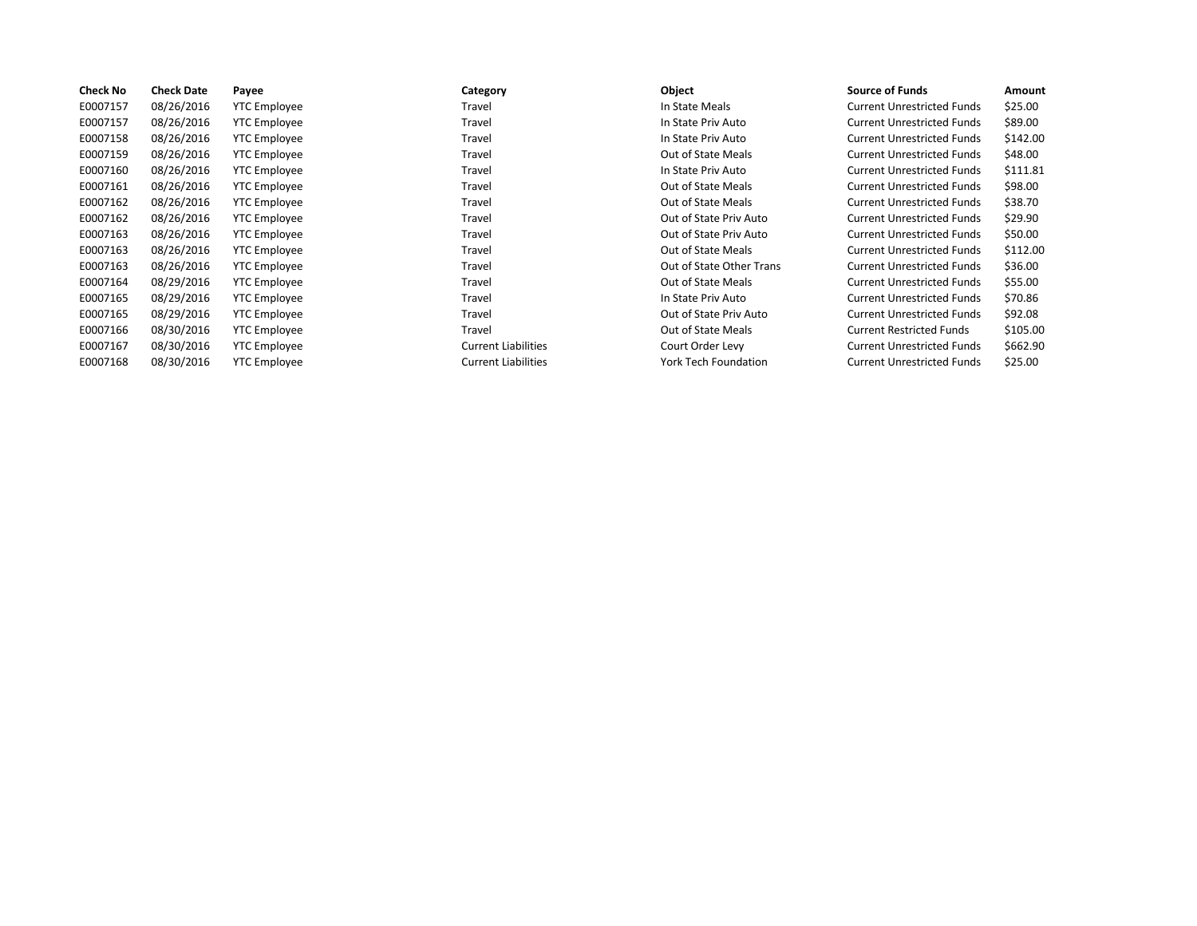| Check No | Check Date | Payee | Category | Object | Source of Funds | Amount |
|---|---|---|---|---|---|---|
| E0007157 | 08/26/2016 | YTC Employee | Travel | In State Meals | Current Unrestricted Funds | $25.00 |
| E0007157 | 08/26/2016 | YTC Employee | Travel | In State Priv Auto | Current Unrestricted Funds | $89.00 |
| E0007158 | 08/26/2016 | YTC Employee | Travel | In State Priv Auto | Current Unrestricted Funds | $142.00 |
| E0007159 | 08/26/2016 | YTC Employee | Travel | Out of State Meals | Current Unrestricted Funds | $48.00 |
| E0007160 | 08/26/2016 | YTC Employee | Travel | In State Priv Auto | Current Unrestricted Funds | $111.81 |
| E0007161 | 08/26/2016 | YTC Employee | Travel | Out of State Meals | Current Unrestricted Funds | $98.00 |
| E0007162 | 08/26/2016 | YTC Employee | Travel | Out of State Meals | Current Unrestricted Funds | $38.70 |
| E0007162 | 08/26/2016 | YTC Employee | Travel | Out of State Priv Auto | Current Unrestricted Funds | $29.90 |
| E0007163 | 08/26/2016 | YTC Employee | Travel | Out of State Priv Auto | Current Unrestricted Funds | $50.00 |
| E0007163 | 08/26/2016 | YTC Employee | Travel | Out of State Meals | Current Unrestricted Funds | $112.00 |
| E0007163 | 08/26/2016 | YTC Employee | Travel | Out of State Other Trans | Current Unrestricted Funds | $36.00 |
| E0007164 | 08/29/2016 | YTC Employee | Travel | Out of State Meals | Current Unrestricted Funds | $55.00 |
| E0007165 | 08/29/2016 | YTC Employee | Travel | In State Priv Auto | Current Unrestricted Funds | $70.86 |
| E0007165 | 08/29/2016 | YTC Employee | Travel | Out of State Priv Auto | Current Unrestricted Funds | $92.08 |
| E0007166 | 08/30/2016 | YTC Employee | Travel | Out of State Meals | Current Restricted Funds | $105.00 |
| E0007167 | 08/30/2016 | YTC Employee | Current Liabilities | Court Order Levy | Current Unrestricted Funds | $662.90 |
| E0007168 | 08/30/2016 | YTC Employee | Current Liabilities | York Tech Foundation | Current Unrestricted Funds | $25.00 |